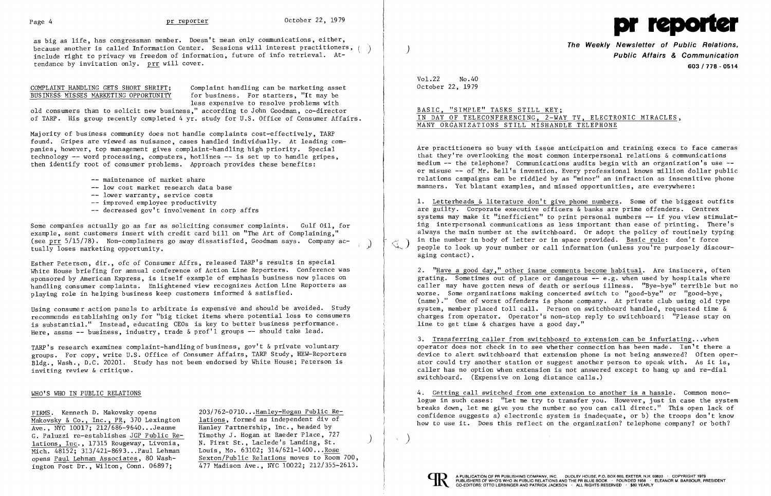as big as life, has congressman member. Doesn't mean only communications, either, because another is called Information Center. Sessions will interest practitioners, include right to privacy vs freedom of information, future of info retrieval. Attendance by invitation only. prr will cover.

## COMPLAINT HANDLING GETS SHORT SHRIFT; BUSINESS MISSES MARKETING OPPORTUNITY

Complaint handling can be marketing asset for business. For starters, "It may be less expensive to resolve problems with old consumers than to solicit new business," according to John Goodman, co-director of TARP. His group recently completed 4 yr. study for U.S. Office of Consumer Affairs.

Majority of business community does not handle complaints cost-effectively, TARP found. Gripes are viewed as nuisance, cases handled individually. At leading companies, however, top management gives complaint-handling high priority. Special technology -- word processing, computers, hotlines -- is set up to handle gripes, then identify root of consumer problems. Approach provides these benefits:

- maintenance of market share
- low cost market research data base
- lower warranty, service costs
- improved employee productivity
- decreased gov't involvement in corp affrs

Some companies actually go as far as soliciting consumer complaints. Gulf Oil, for example, sent customers insert with credit card bill on "The Art of Complaining," (see prr 5/15/78). Non-complainers go away dissatisfied, Goodman says. Company actually loses marketing opportunity.

Esther Peterson, dir., ofc of Consumer Affrs, released TARP's results in special White House briefing for annual conference of Action Line Reporters. Conference was sponsored by American Express, is itself example of emphasis business now places on handling consumer complaints. Enlightened view recognizes Action Line Reporters as playing role in helping business keep customers informed & satisfied.

Using consumer action panels to arbitrate is expensive and should be avoided. Study recommends establishing only for "big ticket items where potential loss to consumers is substantial." Instead, educating CEOs is key to better business performance. Here, assns -- business, industry, trade & prof'l groups -- should take lead.

TARP's research examines complaint-handling of business, gov't & private voluntary groups. For copy, write U.S. Office of Consumer Affairs, TARP Study, HEW-Reporters Bldg., Wash., D.C. 20201. Study has not been endorsed by White House; Peterson is inviting review & critique.

## WHO'S WHO IN PUBLIC RELATIONS

FIRMS. Kenneth D. Makovsky opens Makovsky & Co., Inc., PR, 370 Lexington Ave., NYC 10017; 212/686-9640...Jeanne G. Paluzzi re-establishes JGP Public Relations, Inc., 17315 Rougeway, Livonia, Mich. 48152; 313/421-8693...Paul Lehman opens Paul Lehman Associates, 80 Washington Post Dr., Wilton, Conn. 06897; 203/762-0710...Hanley-Hogan Public Relations, formed as independent div of Hanley Partnership, Inc., headed by Timothy J. Hogan at Raeder Place, 727 N. First St., Laclede's Landing, St. Louis, Mo. 63102; 314/621-1400...Rose Sexton/Public Relations moves to Room 700, 477 Madison Ave., NYC 10022; 212/355-2613.

# pr reporter

**The Weekly Newsletter of Public Relations, Public Affairs & Communication**

603 / 778 - 0514

Vol.22 No.40
October 22, 1979

## BASIC, "SIMPLE" TASKS STILL KEY; IN DAY OF TELECONFERENCING, 2-WAY TV, ELECTRONIC MIRACLES, MANY ORGANIZATIONS STILL MISHANDLE TELEPHONE

Are practitioners so busy with issue anticipation and training execs to face cameras that they're overlooking the most common interpersonal relations & communications medium -- the telephone? Communications audits begin with an organization's use -- or misuse -- of Mr. Bell's invention. Every professional knows million dollar public relations campaigns can be riddled by as "minor" an infraction as insensitive phone manners. Yet blatant examples, and missed opportunities, are everywhere:

1. Letterheads & literature don't give phone numbers. Some of the biggest outfits are guilty. Corporate executive officers & banks are prime offenders. Centrex systems may make it "inefficient" to print personal numbers -- if you view stimulating interpersonal communications as less important than ease of printing. There's always the main number at the switchboard. Or adopt the policy of routinely typing in the number in body of letter or in space provided. Basic rule: don't force people to look up your number or call information (unless you're purposely discouraging contact).

2. "Have a good day," other inane comments become habitual. Are insincere, often grating. Sometimes out of place or dangerous -- e.g. when used by hospitals where caller may have gotten news of death or serious illness. "Bye-bye" terrible but no worse. Some organizations making concerted switch to "good-bye" or "good-bye, (name)." One of worst offenders is phone company. At private club using old type system, member placed toll call. Person on switchboard handled, requested time & charges from operator. Operator's non-stop reply to switchboard: "Please stay on line to get time & charges have a good day."

3. Transferring caller from switchboard to extension can be infuriating...when operator does not check in to see whether connection has been made. Isn't there a device to alert switchboard that extension phone is not being answered? Often operator could try another station or suggest another person to speak with. As it is, caller has no option when extension is not answered except to hang up and re-dial switchboard. (Expensive on long distance calls.)

4. Getting call switched from one extension to another is a hassle. Common monologue in such cases: "Let me try to transfer you. However, just in case the system breaks down, let me give you the number so you can call direct." This open lack of confidence suggests a) electronic system is inadequate, or b) the troops don't know how to use it. Does this reflect on the organization? telephone company? or both?

A PUBLICATION OF PR PUBLISHING COMPANY, INC. DUDLEY HOUSE, P.O. BOX 600, EXETER, N.H. 03833 · COPYRIGHT 1979
PUBLISHERS OF WHO'S WHO IN PUBLIC RELATIONS AND THE PR BLUE BOOK · FOUNDED 1958 · ELEANOR M. BARBOUR, PRESIDENT
CO-EDITORS: OTTO LERBINGER AND PATRICK JACKSON · ALL RIGHTS RESERVED · $80 YEARLY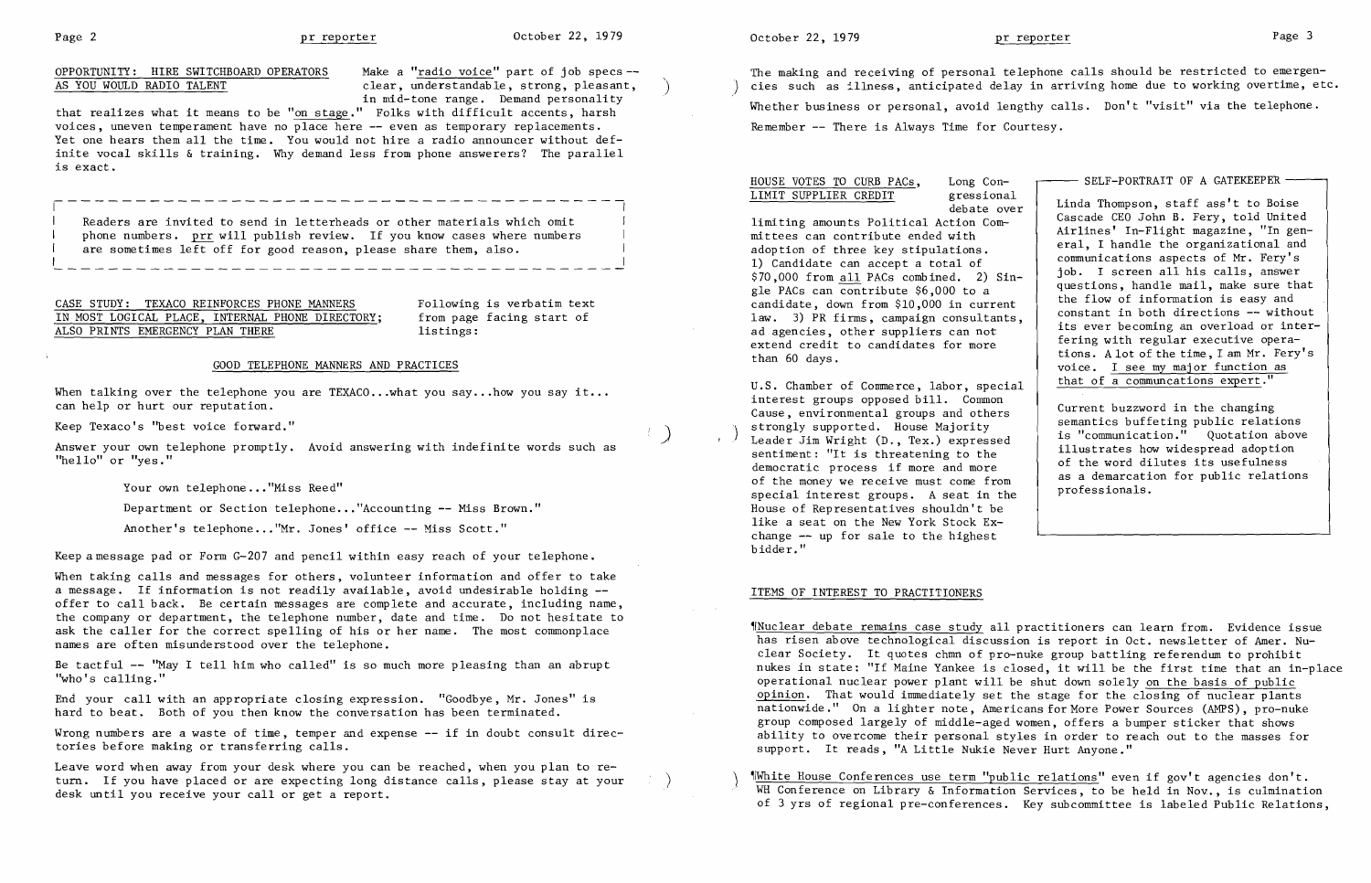OPPORTUNITY: HIRE SWITCHBOARD OPERATORS AS YOU WOULD RADIO TALENT

Make a "radio voice" part of job specs -- clear, understandable, strong, pleasant, in mid-tone range. Demand personality that realizes what it means to be "on stage." Folks with difficult accents, harsh voices, uneven temperament have no place here -- even as temporary replacements. Yet one hears them all the time. You would not hire a radio announcer without definite vocal skills & training. Why demand less from phone answerers? The parallel is exact.

Readers are invited to send in letterheads or other materials which omit phone numbers. prr will publish review. If you know cases where numbers are sometimes left off for good reason, please share them, also.

CASE STUDY: TEXACO REINFORCES PHONE MANNERS IN MOST LOGICAL PLACE, INTERNAL PHONE DIRECTORY; ALSO PRINTS EMERGENCY PLAN THERE

Following is verbatim text from page facing start of listings:

GOOD TELEPHONE MANNERS AND PRACTICES

When talking over the telephone you are TEXACO...what you say...how you say it... can help or hurt our reputation.

Keep Texaco's "best voice forward."

Answer your own telephone promptly. Avoid answering with indefinite words such as "hello" or "yes."

Your own telephone..."Miss Reed"

Department or Section telephone..."Accounting -- Miss Brown."

Another's telephone..."Mr. Jones' office -- Miss Scott."

Keep a message pad or Form G-207 and pencil within easy reach of your telephone.

When taking calls and messages for others, volunteer information and offer to take a message. If information is not readily available, avoid undesirable holding -- offer to call back. Be certain messages are complete and accurate, including name, the company or department, the telephone number, date and time. Do not hesitate to ask the caller for the correct spelling of his or her name. The most commonplace names are often misunderstood over the telephone.

Be tactful -- "May I tell him who called" is so much more pleasing than an abrupt "who's calling."

End your call with an appropriate closing expression. "Goodbye, Mr. Jones" is hard to beat. Both of you then know the conversation has been terminated.

Wrong numbers are a waste of time, temper and expense -- if in doubt consult directories before making or transferring calls.

Leave word when away from your desk where you can be reached, when you plan to return. If you have placed or are expecting long distance calls, please stay at your desk until you receive your call or get a report.

The making and receiving of personal telephone calls should be restricted to emergencies such as illness, anticipated delay in arriving home due to working overtime, etc.

Whether business or personal, avoid lengthy calls. Don't "visit" via the telephone.

Remember -- There is Always Time for Courtesy.

HOUSE VOTES TO CURB PACs, LIMIT SUPPLIER CREDIT

Long Congressional debate over limiting amounts Political Action Committees can contribute ended with adoption of three key stipulations. 1) Candidate can accept a total of \$70,000 from all PACs combined. 2) Single PACs can contribute \$6,000 to a candidate, down from \$10,000 in current law. 3) PR firms, campaign consultants, ad agencies, other suppliers can not extend credit to candidates for more than 60 days.

U.S. Chamber of Commerce, labor, special interest groups opposed bill. Common Cause, environmental groups and others strongly supported. House Majority Leader Jim Wright (D., Tex.) expressed sentiment: "It is threatening to the democratic process if more and more of the money we receive must come from special interest groups. A seat in the House of Representatives shouldn't be like a seat on the New York Stock Exchange -- up for sale to the highest bidder."

SELF-PORTRAIT OF A GATEKEEPER

Linda Thompson, staff ass't to Boise Cascade CEO John B. Fery, told United Airlines' In-Flight magazine, "In general, I handle the organizational and communications aspects of Mr. Fery's job. I screen all his calls, answer questions, handle mail, make sure that the flow of information is easy and constant in both directions -- without its ever becoming an overload or interfering with regular executive operations. A lot of the time, I am Mr. Fery's voice. I see my major function as that of a communcations expert."

Current buzzword in the changing semantics buffeting public relations is "communication." Quotation above illustrates how widespread adoption of the word dilutes its usefulness as a demarcation for public relations professionals.

ITEMS OF INTEREST TO PRACTITIONERS

¶Nuclear debate remains case study all practitioners can learn from. Evidence issue has risen above technological discussion is report in Oct. newsletter of Amer. Nuclear Society. It quotes chmn of pro-nuke group battling referendum to prohibit nukes in state: "If Maine Yankee is closed, it will be the first time that an in-place operational nuclear power plant will be shut down solely on the basis of public opinion. That would immediately set the stage for the closing of nuclear plants nationwide." On a lighter note, Americans for More Power Sources (AMPS), pro-nuke group composed largely of middle-aged women, offers a bumper sticker that shows ability to overcome their personal styles in order to reach out to the masses for support. It reads, "A Little Nukie Never Hurt Anyone."

¶White House Conferences use term "public relations" even if gov't agencies don't. WH Conference on Library & Information Services, to be held in Nov., is culmination of 3 yrs of regional pre-conferences. Key subcommittee is labeled Public Relations,